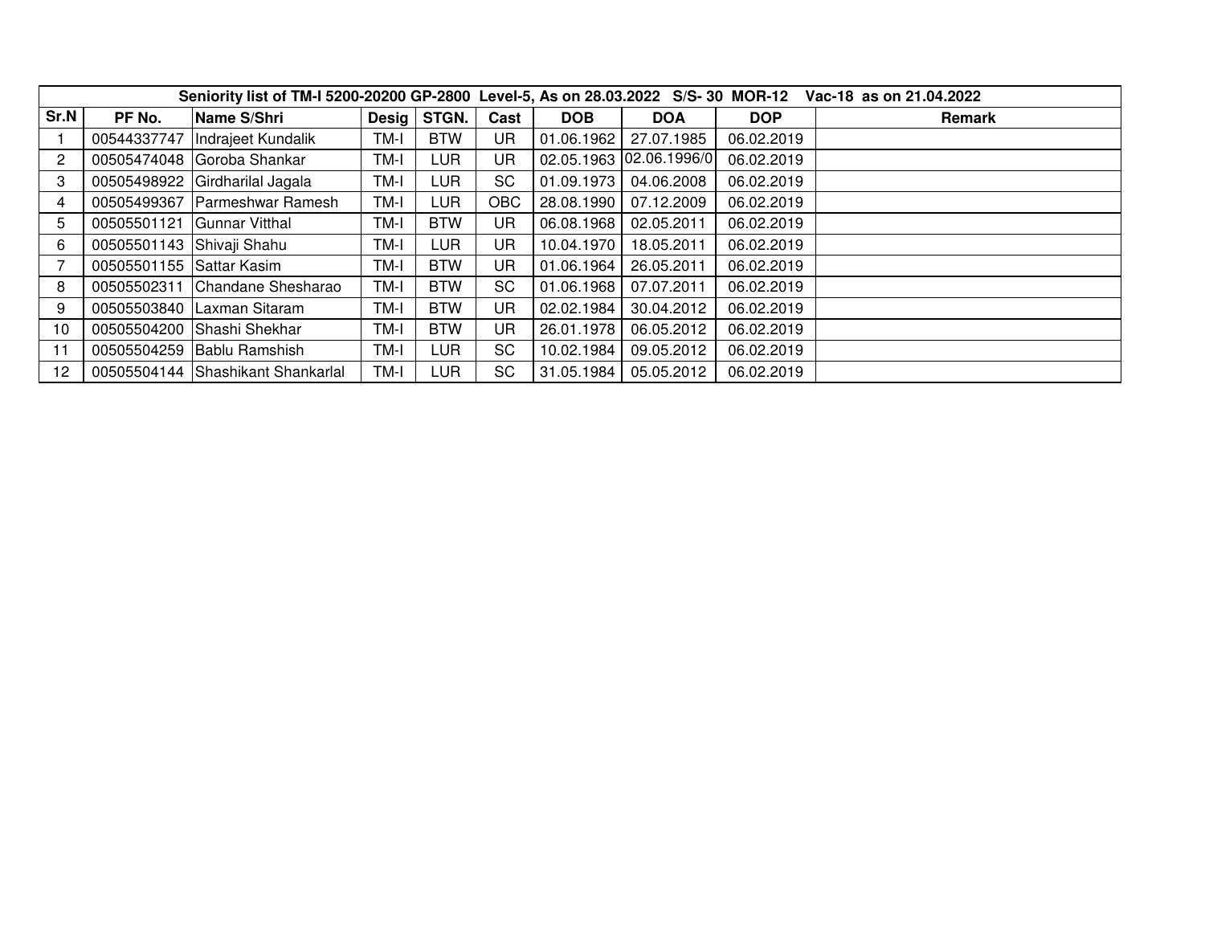| Seniority list of TM-I 5200-20200 GP-2800 Level-5, As on 28.03.2022 S/S- 30 MOR-12 Vac-18 as on 21.04.2022 | | | | | | | | | |
|---|---|---|---|---|---|---|---|---|---|
| Sr.N | PF No. | Name S/Shri | Desig | STGN. | Cast | DOB | DOA | DOP | Remark |
| 1 | 00544337747 | Indrajeet Kundalik | TM-I | BTW | UR | 01.06.1962 | 27.07.1985 | 06.02.2019 | |
| 2 | 00505474048 | Goroba Shankar | TM-I | LUR | UR | 02.05.1963 | 02.06.1996/0 | 06.02.2019 | |
| 3 | 00505498922 | Girdharilal Jagala | TM-I | LUR | SC | 01.09.1973 | 04.06.2008 | 06.02.2019 | |
| 4 | 00505499367 | Parmeshwar Ramesh | TM-I | LUR | OBC | 28.08.1990 | 07.12.2009 | 06.02.2019 | |
| 5 | 00505501121 | Gunnar Vitthal | TM-I | BTW | UR | 06.08.1968 | 02.05.2011 | 06.02.2019 | |
| 6 | 00505501143 | Shivaji Shahu | TM-I | LUR | UR | 10.04.1970 | 18.05.2011 | 06.02.2019 | |
| 7 | 00505501155 | Sattar Kasim | TM-I | BTW | UR | 01.06.1964 | 26.05.2011 | 06.02.2019 | |
| 8 | 00505502311 | Chandane Shesharao | TM-I | BTW | SC | 01.06.1968 | 07.07.2011 | 06.02.2019 | |
| 9 | 00505503840 | Laxman Sitaram | TM-I | BTW | UR | 02.02.1984 | 30.04.2012 | 06.02.2019 | |
| 10 | 00505504200 | Shashi Shekhar | TM-I | BTW | UR | 26.01.1978 | 06.05.2012 | 06.02.2019 | |
| 11 | 00505504259 | Bablu Ramshish | TM-I | LUR | SC | 10.02.1984 | 09.05.2012 | 06.02.2019 | |
| 12 | 00505504144 | Shashikant Shankarlal | TM-I | LUR | SC | 31.05.1984 | 05.05.2012 | 06.02.2019 | |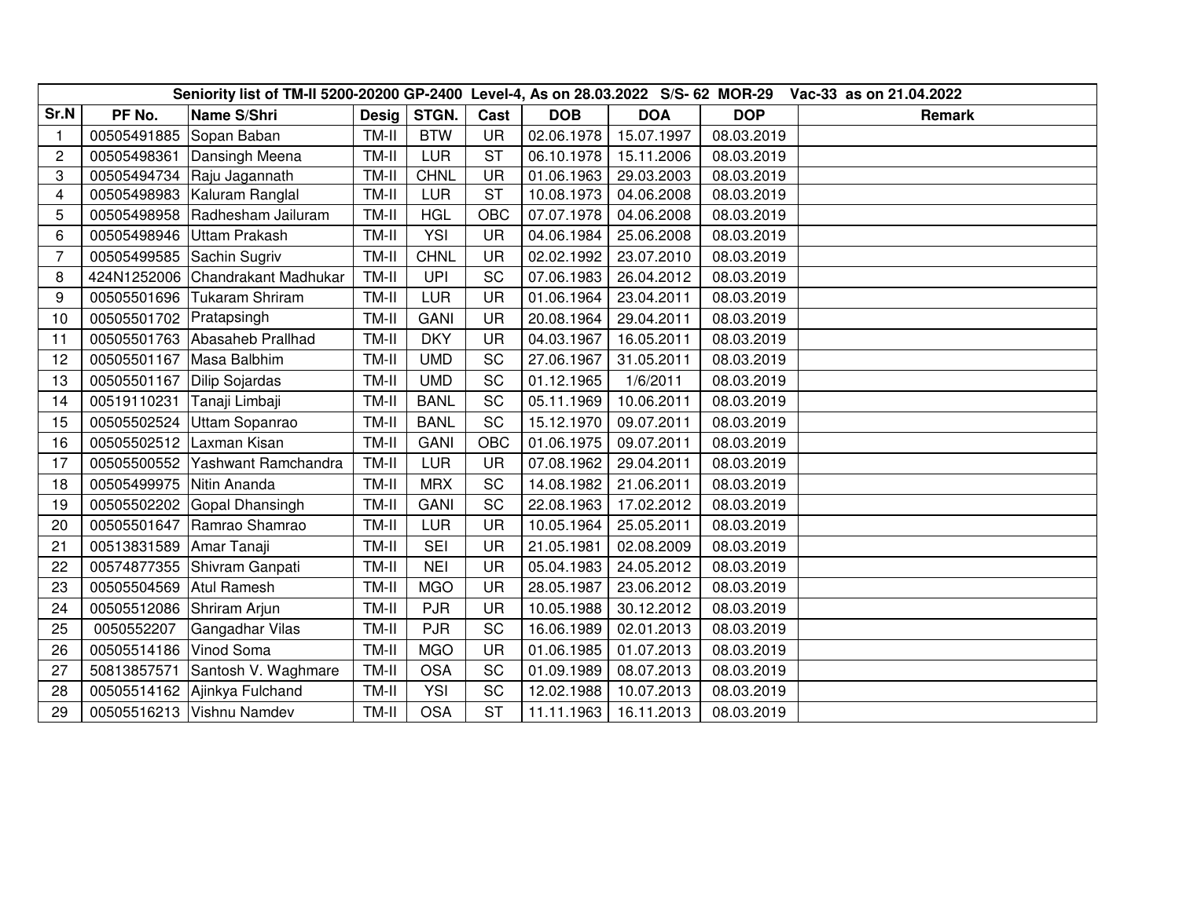| Seniority list of TM-II 5200-20200 GP-2400 Level-4, As on 28.03.2022 S/S- 62 MOR-29 Vac-33 as on 21.04.2022 | | | | | | | | | |
|---|---|---|---|---|---|---|---|---|---|
| Sr.N | PF No. | Name S/Shri | Desig | STGN. | Cast | DOB | DOA | DOP | Remark |
| 1 | 00505491885 | Sopan Baban | TM-II | BTW | UR | 02.06.1978 | 15.07.1997 | 08.03.2019 | |
| 2 | 00505498361 | Dansingh Meena | TM-II | LUR | ST | 06.10.1978 | 15.11.2006 | 08.03.2019 | |
| 3 | 00505494734 | Raju Jagannath | TM-II | CHNL | UR | 01.06.1963 | 29.03.2003 | 08.03.2019 | |
| 4 | 00505498983 | Kaluram Ranglal | TM-II | LUR | ST | 10.08.1973 | 04.06.2008 | 08.03.2019 | |
| 5 | 00505498958 | Radhesham Jailuram | TM-II | HGL | OBC | 07.07.1978 | 04.06.2008 | 08.03.2019 | |
| 6 | 00505498946 | Uttam Prakash | TM-II | YSI | UR | 04.06.1984 | 25.06.2008 | 08.03.2019 | |
| 7 | 00505499585 | Sachin Sugriv | TM-II | CHNL | UR | 02.02.1992 | 23.07.2010 | 08.03.2019 | |
| 8 | 424N1252006 | Chandrakant Madhukar | TM-II | UPI | SC | 07.06.1983 | 26.04.2012 | 08.03.2019 | |
| 9 | 00505501696 | Tukaram Shriram | TM-II | LUR | UR | 01.06.1964 | 23.04.2011 | 08.03.2019 | |
| 10 | 00505501702 | Pratapsingh | TM-II | GANI | UR | 20.08.1964 | 29.04.2011 | 08.03.2019 | |
| 11 | 00505501763 | Abasaheb Prallhad | TM-II | DKY | UR | 04.03.1967 | 16.05.2011 | 08.03.2019 | |
| 12 | 00505501167 | Masa Balbhim | TM-II | UMD | SC | 27.06.1967 | 31.05.2011 | 08.03.2019 | |
| 13 | 00505501167 | Dilip Sojardas | TM-II | UMD | SC | 01.12.1965 | 1/6/2011 | 08.03.2019 | |
| 14 | 00519110231 | Tanaji Limbaji | TM-II | BANL | SC | 05.11.1969 | 10.06.2011 | 08.03.2019 | |
| 15 | 00505502524 | Uttam Sopanrao | TM-II | BANL | SC | 15.12.1970 | 09.07.2011 | 08.03.2019 | |
| 16 | 00505502512 | Laxman Kisan | TM-II | GANI | OBC | 01.06.1975 | 09.07.2011 | 08.03.2019 | |
| 17 | 00505500552 | Yashwant Ramchandra | TM-II | LUR | UR | 07.08.1962 | 29.04.2011 | 08.03.2019 | |
| 18 | 00505499975 | Nitin Ananda | TM-II | MRX | SC | 14.08.1982 | 21.06.2011 | 08.03.2019 | |
| 19 | 00505502202 | Gopal Dhansingh | TM-II | GANI | SC | 22.08.1963 | 17.02.2012 | 08.03.2019 | |
| 20 | 00505501647 | Ramrao Shamrao | TM-II | LUR | UR | 10.05.1964 | 25.05.2011 | 08.03.2019 | |
| 21 | 00513831589 | Amar Tanaji | TM-II | SEI | UR | 21.05.1981 | 02.08.2009 | 08.03.2019 | |
| 22 | 00574877355 | Shivram Ganpati | TM-II | NEI | UR | 05.04.1983 | 24.05.2012 | 08.03.2019 | |
| 23 | 00505504569 | Atul Ramesh | TM-II | MGO | UR | 28.05.1987 | 23.06.2012 | 08.03.2019 | |
| 24 | 00505512086 | Shriram Arjun | TM-II | PJR | UR | 10.05.1988 | 30.12.2012 | 08.03.2019 | |
| 25 | 0050552207 | Gangadhar Vilas | TM-II | PJR | SC | 16.06.1989 | 02.01.2013 | 08.03.2019 | |
| 26 | 00505514186 | Vinod Soma | TM-II | MGO | UR | 01.06.1985 | 01.07.2013 | 08.03.2019 | |
| 27 | 50813857571 | Santosh V. Waghmare | TM-II | OSA | SC | 01.09.1989 | 08.07.2013 | 08.03.2019 | |
| 28 | 00505514162 | Ajinkya Fulchand | TM-II | YSI | SC | 12.02.1988 | 10.07.2013 | 08.03.2019 | |
| 29 | 00505516213 | Vishnu Namdev | TM-II | OSA | ST | 11.11.1963 | 16.11.2013 | 08.03.2019 | |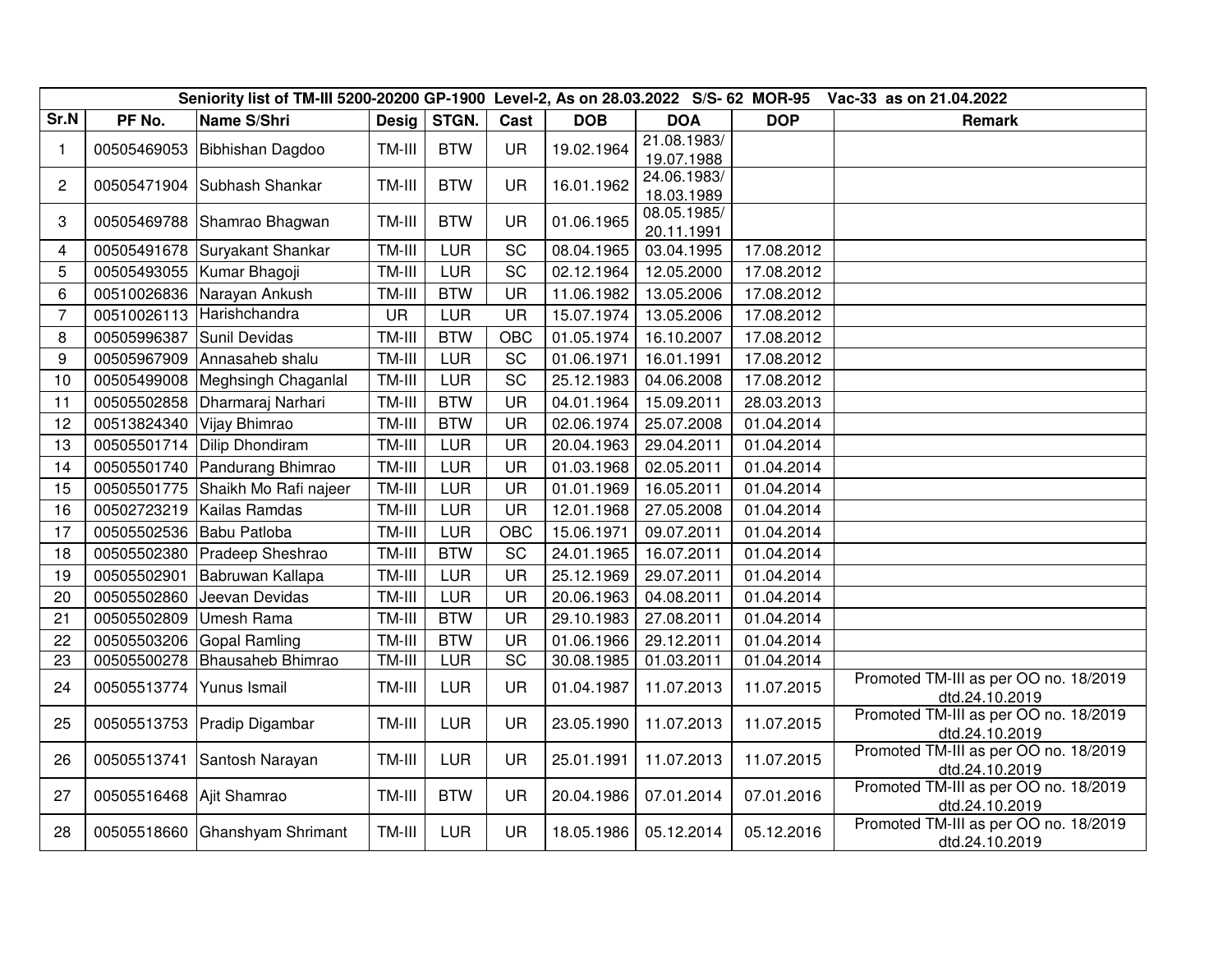| Seniority list of TM-III 5200-20200 GP-1900 Level-2, As on 28.03.2022 S/S- 62 MOR-95 Vac-33 as on 21.04.2022 | | | | | | | | | |
|---|---|---|---|---|---|---|---|---|---|
| Sr.N | PF No. | Name S/Shri | Desig | STGN. | Cast | DOB | DOA | DOP | Remark |
| 1 | 00505469053 | Bibhishan Dagdoo | TM-III | BTW | UR | 19.02.1964 | 21.08.1983/ 19.07.1988 | | |
| 2 | 00505471904 | Subhash Shankar | TM-III | BTW | UR | 16.01.1962 | 24.06.1983/ 18.03.1989 | | |
| 3 | 00505469788 | Shamrao Bhagwan | TM-III | BTW | UR | 01.06.1965 | 08.05.1985/ 20.11.1991 | | |
| 4 | 00505491678 | Suryakant Shankar | TM-III | LUR | SC | 08.04.1965 | 03.04.1995 | 17.08.2012 | |
| 5 | 00505493055 | Kumar Bhagoji | TM-III | LUR | SC | 02.12.1964 | 12.05.2000 | 17.08.2012 | |
| 6 | 00510026836 | Narayan Ankush | TM-III | BTW | UR | 11.06.1982 | 13.05.2006 | 17.08.2012 | |
| 7 | 00510026113 | Harishchandra | UR | LUR | UR | 15.07.1974 | 13.05.2006 | 17.08.2012 | |
| 8 | 00505996387 | Sunil Devidas | TM-III | BTW | OBC | 01.05.1974 | 16.10.2007 | 17.08.2012 | |
| 9 | 00505967909 | Annasaheb shalu | TM-III | LUR | SC | 01.06.1971 | 16.01.1991 | 17.08.2012 | |
| 10 | 00505499008 | Meghsingh Chaganlal | TM-III | LUR | SC | 25.12.1983 | 04.06.2008 | 17.08.2012 | |
| 11 | 00505502858 | Dharmaraj Narhari | TM-III | BTW | UR | 04.01.1964 | 15.09.2011 | 28.03.2013 | |
| 12 | 00513824340 | Vijay Bhimrao | TM-III | BTW | UR | 02.06.1974 | 25.07.2008 | 01.04.2014 | |
| 13 | 00505501714 | Dilip Dhondiram | TM-III | LUR | UR | 20.04.1963 | 29.04.2011 | 01.04.2014 | |
| 14 | 00505501740 | Pandurang Bhimrao | TM-III | LUR | UR | 01.03.1968 | 02.05.2011 | 01.04.2014 | |
| 15 | 00505501775 | Shaikh Mo Rafi najeer | TM-III | LUR | UR | 01.01.1969 | 16.05.2011 | 01.04.2014 | |
| 16 | 00502723219 | Kailas Ramdas | TM-III | LUR | UR | 12.01.1968 | 27.05.2008 | 01.04.2014 | |
| 17 | 00505502536 | Babu Patloba | TM-III | LUR | OBC | 15.06.1971 | 09.07.2011 | 01.04.2014 | |
| 18 | 00505502380 | Pradeep Sheshrao | TM-III | BTW | SC | 24.01.1965 | 16.07.2011 | 01.04.2014 | |
| 19 | 00505502901 | Babruwan Kallapa | TM-III | LUR | UR | 25.12.1969 | 29.07.2011 | 01.04.2014 | |
| 20 | 00505502860 | Jeevan Devidas | TM-III | LUR | UR | 20.06.1963 | 04.08.2011 | 01.04.2014 | |
| 21 | 00505502809 | Umesh Rama | TM-III | BTW | UR | 29.10.1983 | 27.08.2011 | 01.04.2014 | |
| 22 | 00505503206 | Gopal Ramling | TM-III | BTW | UR | 01.06.1966 | 29.12.2011 | 01.04.2014 | |
| 23 | 00505500278 | Bhausaheb Bhimrao | TM-III | LUR | SC | 30.08.1985 | 01.03.2011 | 01.04.2014 | |
| 24 | 00505513774 | Yunus Ismail | TM-III | LUR | UR | 01.04.1987 | 11.07.2013 | 11.07.2015 | Promoted TM-III as per OO no. 18/2019 dtd.24.10.2019 |
| 25 | 00505513753 | Pradip Digambar | TM-III | LUR | UR | 23.05.1990 | 11.07.2013 | 11.07.2015 | Promoted TM-III as per OO no. 18/2019 dtd.24.10.2019 |
| 26 | 00505513741 | Santosh Narayan | TM-III | LUR | UR | 25.01.1991 | 11.07.2013 | 11.07.2015 | Promoted TM-III as per OO no. 18/2019 dtd.24.10.2019 |
| 27 | 00505516468 | Ajit Shamrao | TM-III | BTW | UR | 20.04.1986 | 07.01.2014 | 07.01.2016 | Promoted TM-III as per OO no. 18/2019 dtd.24.10.2019 |
| 28 | 00505518660 | Ghanshyam Shrimant | TM-III | LUR | UR | 18.05.1986 | 05.12.2014 | 05.12.2016 | Promoted TM-III as per OO no. 18/2019 dtd.24.10.2019 |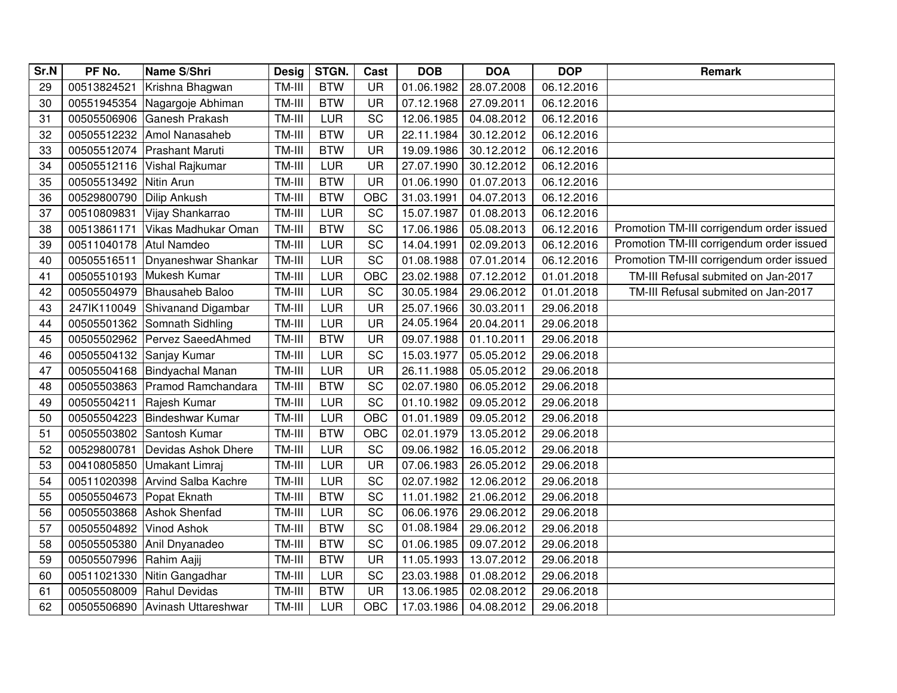| Sr.N | PF No. | Name S/Shri | Desig | STGN. | Cast | DOB | DOA | DOP | Remark |
|---|---|---|---|---|---|---|---|---|---|
| 29 | 00513824521 | Krishna Bhagwan | TM-III | BTW | UR | 01.06.1982 | 28.07.2008 | 06.12.2016 | |
| 30 | 00551945354 | Nagargoje Abhiman | TM-III | BTW | UR | 07.12.1968 | 27.09.2011 | 06.12.2016 | |
| 31 | 00505506906 | Ganesh Prakash | TM-III | LUR | SC | 12.06.1985 | 04.08.2012 | 06.12.2016 | |
| 32 | 00505512232 | Amol Nanasaheb | TM-III | BTW | UR | 22.11.1984 | 30.12.2012 | 06.12.2016 | |
| 33 | 00505512074 | Prashant Maruti | TM-III | BTW | UR | 19.09.1986 | 30.12.2012 | 06.12.2016 | |
| 34 | 00505512116 | Vishal Rajkumar | TM-III | LUR | UR | 27.07.1990 | 30.12.2012 | 06.12.2016 | |
| 35 | 00505513492 | Nitin Arun | TM-III | BTW | UR | 01.06.1990 | 01.07.2013 | 06.12.2016 | |
| 36 | 00529800790 | Dilip Ankush | TM-III | BTW | OBC | 31.03.1991 | 04.07.2013 | 06.12.2016 | |
| 37 | 00510809831 | Vijay Shankarrao | TM-III | LUR | SC | 15.07.1987 | 01.08.2013 | 06.12.2016 | |
| 38 | 00513861171 | Vikas Madhukar Oman | TM-III | BTW | SC | 17.06.1986 | 05.08.2013 | 06.12.2016 | Promotion TM-III corrigendum order issued |
| 39 | 00511040178 | Atul Namdeo | TM-III | LUR | SC | 14.04.1991 | 02.09.2013 | 06.12.2016 | Promotion TM-III corrigendum order issued |
| 40 | 00505516511 | Dnyaneshwar Shankar | TM-III | LUR | SC | 01.08.1988 | 07.01.2014 | 06.12.2016 | Promotion TM-III corrigendum order issued |
| 41 | 00505510193 | Mukesh Kumar | TM-III | LUR | OBC | 23.02.1988 | 07.12.2012 | 01.01.2018 | TM-III Refusal submited on Jan-2017 |
| 42 | 00505504979 | Bhausaheb Baloo | TM-III | LUR | SC | 30.05.1984 | 29.06.2012 | 01.01.2018 | TM-III Refusal submited on Jan-2017 |
| 43 | 247IK110049 | Shivanand Digambar | TM-III | LUR | UR | 25.07.1966 | 30.03.2011 | 29.06.2018 | |
| 44 | 00505501362 | Somnath Sidhling | TM-III | LUR | UR | 24.05.1964 | 20.04.2011 | 29.06.2018 | |
| 45 | 00505502962 | Pervez SaeedAhmed | TM-III | BTW | UR | 09.07.1988 | 01.10.2011 | 29.06.2018 | |
| 46 | 00505504132 | Sanjay Kumar | TM-III | LUR | SC | 15.03.1977 | 05.05.2012 | 29.06.2018 | |
| 47 | 00505504168 | Bindyachal Manan | TM-III | LUR | UR | 26.11.1988 | 05.05.2012 | 29.06.2018 | |
| 48 | 00505503863 | Pramod Ramchandara | TM-III | BTW | SC | 02.07.1980 | 06.05.2012 | 29.06.2018 | |
| 49 | 00505504211 | Rajesh Kumar | TM-III | LUR | SC | 01.10.1982 | 09.05.2012 | 29.06.2018 | |
| 50 | 00505504223 | Bindeshwar Kumar | TM-III | LUR | OBC | 01.01.1989 | 09.05.2012 | 29.06.2018 | |
| 51 | 00505503802 | Santosh Kumar | TM-III | BTW | OBC | 02.01.1979 | 13.05.2012 | 29.06.2018 | |
| 52 | 00529800781 | Devidas Ashok Dhere | TM-III | LUR | SC | 09.06.1982 | 16.05.2012 | 29.06.2018 | |
| 53 | 00410805850 | Umakant Limraj | TM-III | LUR | UR | 07.06.1983 | 26.05.2012 | 29.06.2018 | |
| 54 | 00511020398 | Arvind Salba Kachre | TM-III | LUR | SC | 02.07.1982 | 12.06.2012 | 29.06.2018 | |
| 55 | 00505504673 | Popat Eknath | TM-III | BTW | SC | 11.01.1982 | 21.06.2012 | 29.06.2018 | |
| 56 | 00505503868 | Ashok Shenfad | TM-III | LUR | SC | 06.06.1976 | 29.06.2012 | 29.06.2018 | |
| 57 | 00505504892 | Vinod Ashok | TM-III | BTW | SC | 01.08.1984 | 29.06.2012 | 29.06.2018 | |
| 58 | 00505505380 | Anil Dnyanadeo | TM-III | BTW | SC | 01.06.1985 | 09.07.2012 | 29.06.2018 | |
| 59 | 00505507996 | Rahim Aajij | TM-III | BTW | UR | 11.05.1993 | 13.07.2012 | 29.06.2018 | |
| 60 | 00511021330 | Nitin Gangadhar | TM-III | LUR | SC | 23.03.1988 | 01.08.2012 | 29.06.2018 | |
| 61 | 00505508009 | Rahul Devidas | TM-III | BTW | UR | 13.06.1985 | 02.08.2012 | 29.06.2018 | |
| 62 | 00505506890 | Avinash Uttareshwar | TM-III | LUR | OBC | 17.03.1986 | 04.08.2012 | 29.06.2018 | |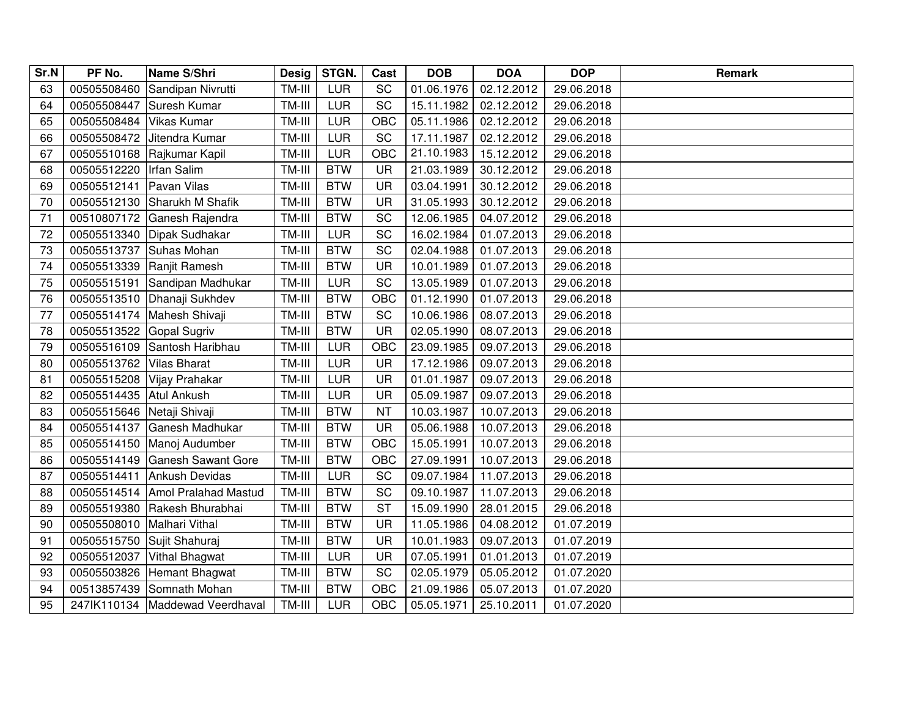| Sr.N | PF No. | Name S/Shri | Desig | STGN. | Cast | DOB | DOA | DOP | Remark |
|---|---|---|---|---|---|---|---|---|---|
| 63 | 00505508460 | Sandipan Nivrutti | TM-III | LUR | SC | 01.06.1976 | 02.12.2012 | 29.06.2018 | |
| 64 | 00505508447 | Suresh Kumar | TM-III | LUR | SC | 15.11.1982 | 02.12.2012 | 29.06.2018 | |
| 65 | 00505508484 | Vikas Kumar | TM-III | LUR | OBC | 05.11.1986 | 02.12.2012 | 29.06.2018 | |
| 66 | 00505508472 | Jitendra Kumar | TM-III | LUR | SC | 17.11.1987 | 02.12.2012 | 29.06.2018 | |
| 67 | 00505510168 | Rajkumar Kapil | TM-III | LUR | OBC | 21.10.1983 | 15.12.2012 | 29.06.2018 | |
| 68 | 00505512220 | Irfan Salim | TM-III | BTW | UR | 21.03.1989 | 30.12.2012 | 29.06.2018 | |
| 69 | 00505512141 | Pavan Vilas | TM-III | BTW | UR | 03.04.1991 | 30.12.2012 | 29.06.2018 | |
| 70 | 00505512130 | Sharukh M Shafik | TM-III | BTW | UR | 31.05.1993 | 30.12.2012 | 29.06.2018 | |
| 71 | 00510807172 | Ganesh Rajendra | TM-III | BTW | SC | 12.06.1985 | 04.07.2012 | 29.06.2018 | |
| 72 | 00505513340 | Dipak Sudhakar | TM-III | LUR | SC | 16.02.1984 | 01.07.2013 | 29.06.2018 | |
| 73 | 00505513737 | Suhas Mohan | TM-III | BTW | SC | 02.04.1988 | 01.07.2013 | 29.06.2018 | |
| 74 | 00505513339 | Ranjit Ramesh | TM-III | BTW | UR | 10.01.1989 | 01.07.2013 | 29.06.2018 | |
| 75 | 00505515191 | Sandipan Madhukar | TM-III | LUR | SC | 13.05.1989 | 01.07.2013 | 29.06.2018 | |
| 76 | 00505513510 | Dhanaji Sukhdev | TM-III | BTW | OBC | 01.12.1990 | 01.07.2013 | 29.06.2018 | |
| 77 | 00505514174 | Mahesh Shivaji | TM-III | BTW | SC | 10.06.1986 | 08.07.2013 | 29.06.2018 | |
| 78 | 00505513522 | Gopal Sugriv | TM-III | BTW | UR | 02.05.1990 | 08.07.2013 | 29.06.2018 | |
| 79 | 00505516109 | Santosh Haribhau | TM-III | LUR | OBC | 23.09.1985 | 09.07.2013 | 29.06.2018 | |
| 80 | 00505513762 | Vilas Bharat | TM-III | LUR | UR | 17.12.1986 | 09.07.2013 | 29.06.2018 | |
| 81 | 00505515208 | Vijay Prahakar | TM-III | LUR | UR | 01.01.1987 | 09.07.2013 | 29.06.2018 | |
| 82 | 00505514435 | Atul Ankush | TM-III | LUR | UR | 05.09.1987 | 09.07.2013 | 29.06.2018 | |
| 83 | 00505515646 | Netaji Shivaji | TM-III | BTW | NT | 10.03.1987 | 10.07.2013 | 29.06.2018 | |
| 84 | 00505514137 | Ganesh Madhukar | TM-III | BTW | UR | 05.06.1988 | 10.07.2013 | 29.06.2018 | |
| 85 | 00505514150 | Manoj Audumber | TM-III | BTW | OBC | 15.05.1991 | 10.07.2013 | 29.06.2018 | |
| 86 | 00505514149 | Ganesh Sawant Gore | TM-III | BTW | OBC | 27.09.1991 | 10.07.2013 | 29.06.2018 | |
| 87 | 00505514411 | Ankush Devidas | TM-III | LUR | SC | 09.07.1984 | 11.07.2013 | 29.06.2018 | |
| 88 | 00505514514 | Amol Pralahad Mastud | TM-III | BTW | SC | 09.10.1987 | 11.07.2013 | 29.06.2018 | |
| 89 | 00505519380 | Rakesh Bhurabhai | TM-III | BTW | ST | 15.09.1990 | 28.01.2015 | 29.06.2018 | |
| 90 | 00505508010 | Malhari Vithal | TM-III | BTW | UR | 11.05.1986 | 04.08.2012 | 01.07.2019 | |
| 91 | 00505515750 | Sujit Shahuraj | TM-III | BTW | UR | 10.01.1983 | 09.07.2013 | 01.07.2019 | |
| 92 | 00505512037 | Vithal Bhagwat | TM-III | LUR | UR | 07.05.1991 | 01.01.2013 | 01.07.2019 | |
| 93 | 00505503826 | Hemant Bhagwat | TM-III | BTW | SC | 02.05.1979 | 05.05.2012 | 01.07.2020 | |
| 94 | 00513857439 | Somnath Mohan | TM-III | BTW | OBC | 21.09.1986 | 05.07.2013 | 01.07.2020 | |
| 95 | 247IK110134 | Maddewad Veerdhaval | TM-III | LUR | OBC | 05.05.1971 | 25.10.2011 | 01.07.2020 | |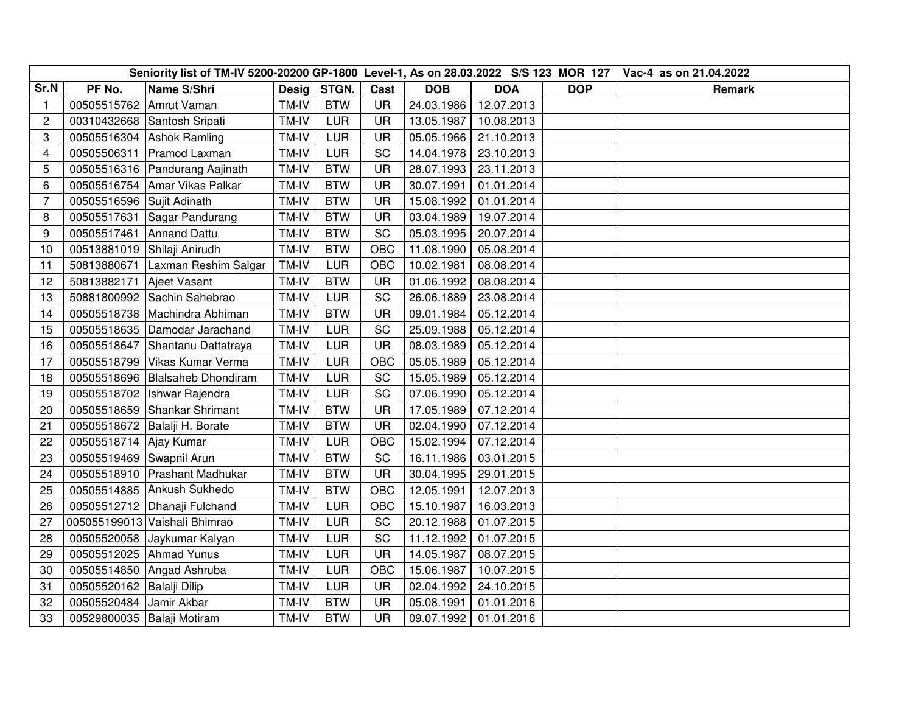| Seniority list of TM-IV 5200-20200 GP-1800 Level-1, As on 28.03.2022 S/S 123 MOR 127 Vac-4 as on 21.04.2022 | | | | | | | | | |
|---|---|---|---|---|---|---|---|---|---|
| Sr.N | PF No. | Name S/Shri | Desig | STGN. | Cast | DOB | DOA | DOP | Remark |
| 1 | 00505515762 | Amrut Vaman | TM-IV | BTW | UR | 24.03.1986 | 12.07.2013 | | |
| 2 | 00310432668 | Santosh Sripati | TM-IV | LUR | UR | 13.05.1987 | 10.08.2013 | | |
| 3 | 00505516304 | Ashok Ramling | TM-IV | LUR | UR | 05.05.1966 | 21.10.2013 | | |
| 4 | 00505506311 | Pramod Laxman | TM-IV | LUR | SC | 14.04.1978 | 23.10.2013 | | |
| 5 | 00505516316 | Pandurang Aajinath | TM-IV | BTW | UR | 28.07.1993 | 23.11.2013 | | |
| 6 | 00505516754 | Amar Vikas Palkar | TM-IV | BTW | UR | 30.07.1991 | 01.01.2014 | | |
| 7 | 00505516596 | Sujit Adinath | TM-IV | BTW | UR | 15.08.1992 | 01.01.2014 | | |
| 8 | 00505517631 | Sagar Pandurang | TM-IV | BTW | UR | 03.04.1989 | 19.07.2014 | | |
| 9 | 00505517461 | Annand Dattu | TM-IV | BTW | SC | 05.03.1995 | 20.07.2014 | | |
| 10 | 00513881019 | Shilaji Anirudh | TM-IV | BTW | OBC | 11.08.1990 | 05.08.2014 | | |
| 11 | 50813880671 | Laxman Reshim Salgar | TM-IV | LUR | OBC | 10.02.1981 | 08.08.2014 | | |
| 12 | 50813882171 | Ajeet Vasant | TM-IV | BTW | UR | 01.06.1992 | 08.08.2014 | | |
| 13 | 50881800992 | Sachin Sahebrao | TM-IV | LUR | SC | 26.06.1889 | 23.08.2014 | | |
| 14 | 00505518738 | Machindra Abhiman | TM-IV | BTW | UR | 09.01.1984 | 05.12.2014 | | |
| 15 | 00505518635 | Damodar Jarachand | TM-IV | LUR | SC | 25.09.1988 | 05.12.2014 | | |
| 16 | 00505518647 | Shantanu Dattatraya | TM-IV | LUR | UR | 08.03.1989 | 05.12.2014 | | |
| 17 | 00505518799 | Vikas Kumar Verma | TM-IV | LUR | OBC | 05.05.1989 | 05.12.2014 | | |
| 18 | 00505518696 | Blalsaheb Dhondiram | TM-IV | LUR | SC | 15.05.1989 | 05.12.2014 | | |
| 19 | 00505518702 | Ishwar Rajendra | TM-IV | LUR | SC | 07.06.1990 | 05.12.2014 | | |
| 20 | 00505518659 | Shankar Shrimant | TM-IV | BTW | UR | 17.05.1989 | 07.12.2014 | | |
| 21 | 00505518672 | Balalji H. Borate | TM-IV | BTW | UR | 02.04.1990 | 07.12.2014 | | |
| 22 | 00505518714 | Ajay Kumar | TM-IV | LUR | OBC | 15.02.1994 | 07.12.2014 | | |
| 23 | 00505519469 | Swapnil Arun | TM-IV | BTW | SC | 16.11.1986 | 03.01.2015 | | |
| 24 | 00505518910 | Prashant Madhukar | TM-IV | BTW | UR | 30.04.1995 | 29.01.2015 | | |
| 25 | 00505514885 | Ankush Sukhedo | TM-IV | BTW | OBC | 12.05.1991 | 12.07.2013 | | |
| 26 | 00505512712 | Dhanaji Fulchand | TM-IV | LUR | OBC | 15.10.1987 | 16.03.2013 | | |
| 27 | 005055199013 | Vaishali Bhimrao | TM-IV | LUR | SC | 20.12.1988 | 01.07.2015 | | |
| 28 | 00505520058 | Jaykumar Kalyan | TM-IV | LUR | SC | 11.12.1992 | 01.07.2015 | | |
| 29 | 00505512025 | Ahmad Yunus | TM-IV | LUR | UR | 14.05.1987 | 08.07.2015 | | |
| 30 | 00505514850 | Angad Ashruba | TM-IV | LUR | OBC | 15.06.1987 | 10.07.2015 | | |
| 31 | 00505520162 | Balalji Dilip | TM-IV | LUR | UR | 02.04.1992 | 24.10.2015 | | |
| 32 | 00505520484 | Jamir Akbar | TM-IV | BTW | UR | 05.08.1991 | 01.01.2016 | | |
| 33 | 00529800035 | Balaji Motiram | TM-IV | BTW | UR | 09.07.1992 | 01.01.2016 | | |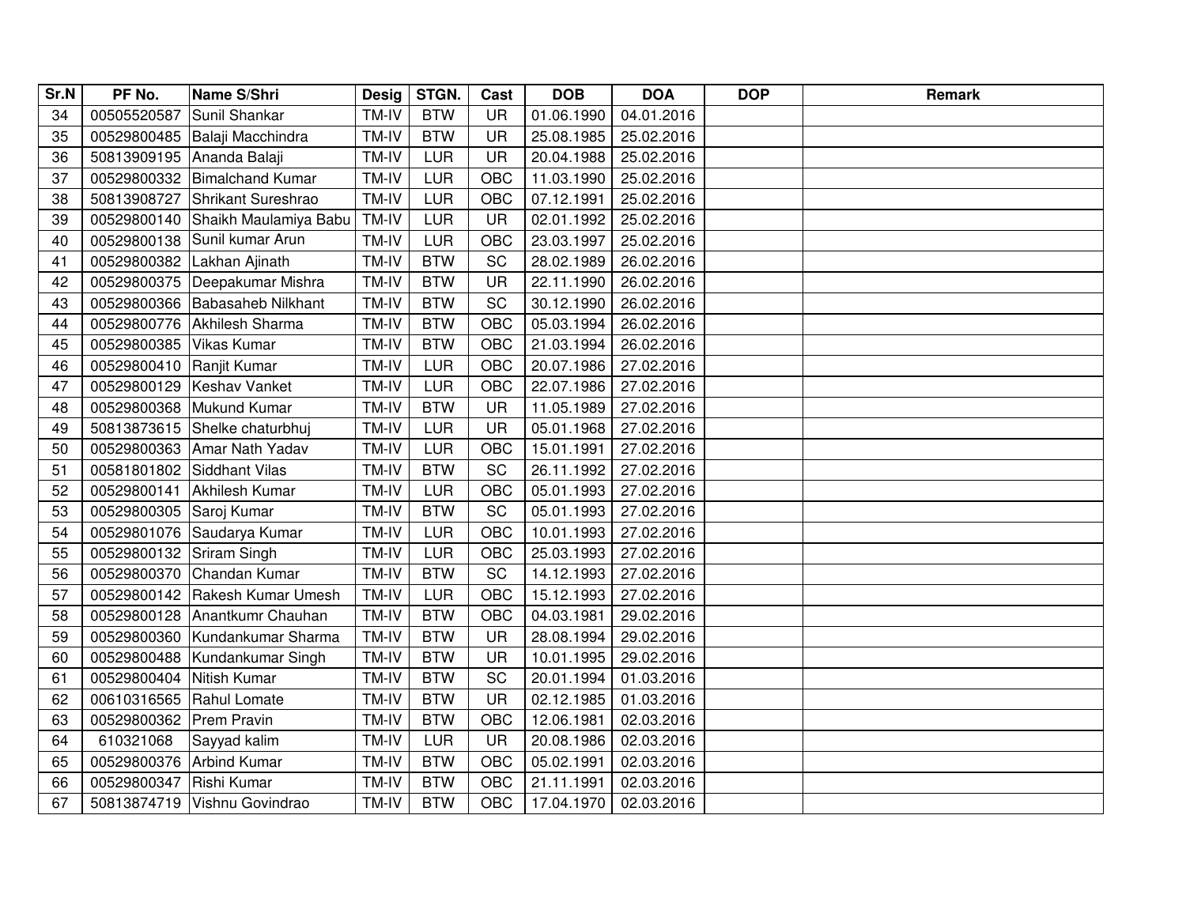| Sr.N | PF No. | Name S/Shri | Desig | STGN. | Cast | DOB | DOA | DOP | Remark |
|---|---|---|---|---|---|---|---|---|---|
| 34 | 00505520587 | Sunil Shankar | TM-IV | BTW | UR | 01.06.1990 | 04.01.2016 | | |
| 35 | 00529800485 | Balaji Macchindra | TM-IV | BTW | UR | 25.08.1985 | 25.02.2016 | | |
| 36 | 50813909195 | Ananda Balaji | TM-IV | LUR | UR | 20.04.1988 | 25.02.2016 | | |
| 37 | 00529800332 | Bimalchand Kumar | TM-IV | LUR | OBC | 11.03.1990 | 25.02.2016 | | |
| 38 | 50813908727 | Shrikant Sureshrao | TM-IV | LUR | OBC | 07.12.1991 | 25.02.2016 | | |
| 39 | 00529800140 | Shaikh Maulamiya Babu | TM-IV | LUR | UR | 02.01.1992 | 25.02.2016 | | |
| 40 | 00529800138 | Sunil kumar Arun | TM-IV | LUR | OBC | 23.03.1997 | 25.02.2016 | | |
| 41 | 00529800382 | Lakhan Ajinath | TM-IV | BTW | SC | 28.02.1989 | 26.02.2016 | | |
| 42 | 00529800375 | Deepakumar Mishra | TM-IV | BTW | UR | 22.11.1990 | 26.02.2016 | | |
| 43 | 00529800366 | Babasaheb Nilkhant | TM-IV | BTW | SC | 30.12.1990 | 26.02.2016 | | |
| 44 | 00529800776 | Akhilesh Sharma | TM-IV | BTW | OBC | 05.03.1994 | 26.02.2016 | | |
| 45 | 00529800385 | Vikas Kumar | TM-IV | BTW | OBC | 21.03.1994 | 26.02.2016 | | |
| 46 | 00529800410 | Ranjit Kumar | TM-IV | LUR | OBC | 20.07.1986 | 27.02.2016 | | |
| 47 | 00529800129 | Keshav Vanket | TM-IV | LUR | OBC | 22.07.1986 | 27.02.2016 | | |
| 48 | 00529800368 | Mukund Kumar | TM-IV | BTW | UR | 11.05.1989 | 27.02.2016 | | |
| 49 | 50813873615 | Shelke chaturbhuj | TM-IV | LUR | UR | 05.01.1968 | 27.02.2016 | | |
| 50 | 00529800363 | Amar Nath Yadav | TM-IV | LUR | OBC | 15.01.1991 | 27.02.2016 | | |
| 51 | 00581801802 | Siddhant Vilas | TM-IV | BTW | SC | 26.11.1992 | 27.02.2016 | | |
| 52 | 00529800141 | Akhilesh Kumar | TM-IV | LUR | OBC | 05.01.1993 | 27.02.2016 | | |
| 53 | 00529800305 | Saroj Kumar | TM-IV | BTW | SC | 05.01.1993 | 27.02.2016 | | |
| 54 | 00529801076 | Saudarya Kumar | TM-IV | LUR | OBC | 10.01.1993 | 27.02.2016 | | |
| 55 | 00529800132 | Sriram Singh | TM-IV | LUR | OBC | 25.03.1993 | 27.02.2016 | | |
| 56 | 00529800370 | Chandan Kumar | TM-IV | BTW | SC | 14.12.1993 | 27.02.2016 | | |
| 57 | 00529800142 | Rakesh Kumar Umesh | TM-IV | LUR | OBC | 15.12.1993 | 27.02.2016 | | |
| 58 | 00529800128 | Anantkumr Chauhan | TM-IV | BTW | OBC | 04.03.1981 | 29.02.2016 | | |
| 59 | 00529800360 | Kundankumar Sharma | TM-IV | BTW | UR | 28.08.1994 | 29.02.2016 | | |
| 60 | 00529800488 | Kundankumar Singh | TM-IV | BTW | UR | 10.01.1995 | 29.02.2016 | | |
| 61 | 00529800404 | Nitish Kumar | TM-IV | BTW | SC | 20.01.1994 | 01.03.2016 | | |
| 62 | 00610316565 | Rahul Lomate | TM-IV | BTW | UR | 02.12.1985 | 01.03.2016 | | |
| 63 | 00529800362 | Prem Pravin | TM-IV | BTW | OBC | 12.06.1981 | 02.03.2016 | | |
| 64 | 610321068 | Sayyad kalim | TM-IV | LUR | UR | 20.08.1986 | 02.03.2016 | | |
| 65 | 00529800376 | Arbind Kumar | TM-IV | BTW | OBC | 05.02.1991 | 02.03.2016 | | |
| 66 | 00529800347 | Rishi Kumar | TM-IV | BTW | OBC | 21.11.1991 | 02.03.2016 | | |
| 67 | 50813874719 | Vishnu Govindrao | TM-IV | BTW | OBC | 17.04.1970 | 02.03.2016 | | |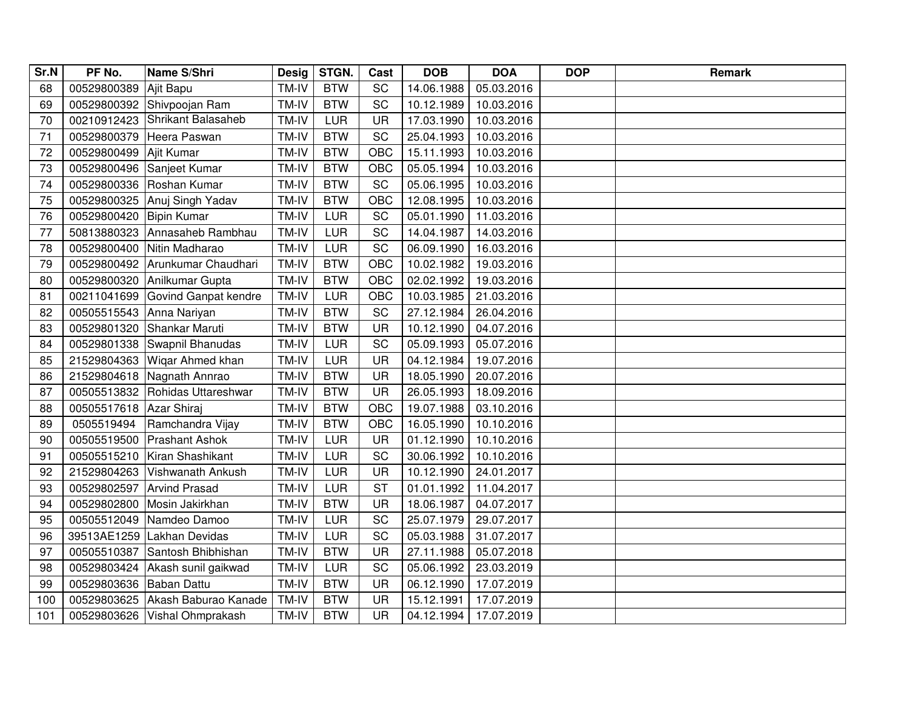| Sr.N | PF No. | Name S/Shri | Desig | STGN. | Cast | DOB | DOA | DOP | Remark |
|---|---|---|---|---|---|---|---|---|---|
| 68 | 00529800389 | Ajit Bapu | TM-IV | BTW | SC | 14.06.1988 | 05.03.2016 | | |
| 69 | 00529800392 | Shivpoojan Ram | TM-IV | BTW | SC | 10.12.1989 | 10.03.2016 | | |
| 70 | 00210912423 | Shrikant Balasaheb | TM-IV | LUR | UR | 17.03.1990 | 10.03.2016 | | |
| 71 | 00529800379 | Heera Paswan | TM-IV | BTW | SC | 25.04.1993 | 10.03.2016 | | |
| 72 | 00529800499 | Ajit Kumar | TM-IV | BTW | OBC | 15.11.1993 | 10.03.2016 | | |
| 73 | 00529800496 | Sanjeet Kumar | TM-IV | BTW | OBC | 05.05.1994 | 10.03.2016 | | |
| 74 | 00529800336 | Roshan Kumar | TM-IV | BTW | SC | 05.06.1995 | 10.03.2016 | | |
| 75 | 00529800325 | Anuj Singh Yadav | TM-IV | BTW | OBC | 12.08.1995 | 10.03.2016 | | |
| 76 | 00529800420 | Bipin Kumar | TM-IV | LUR | SC | 05.01.1990 | 11.03.2016 | | |
| 77 | 50813880323 | Annasaheb Rambhau | TM-IV | LUR | SC | 14.04.1987 | 14.03.2016 | | |
| 78 | 00529800400 | Nitin Madharao | TM-IV | LUR | SC | 06.09.1990 | 16.03.2016 | | |
| 79 | 00529800492 | Arunkumar Chaudhari | TM-IV | BTW | OBC | 10.02.1982 | 19.03.2016 | | |
| 80 | 00529800320 | Anilkumar Gupta | TM-IV | BTW | OBC | 02.02.1992 | 19.03.2016 | | |
| 81 | 00211041699 | Govind Ganpat kendre | TM-IV | LUR | OBC | 10.03.1985 | 21.03.2016 | | |
| 82 | 00505515543 | Anna Nariyan | TM-IV | BTW | SC | 27.12.1984 | 26.04.2016 | | |
| 83 | 00529801320 | Shankar Maruti | TM-IV | BTW | UR | 10.12.1990 | 04.07.2016 | | |
| 84 | 00529801338 | Swapnil Bhanudas | TM-IV | LUR | SC | 05.09.1993 | 05.07.2016 | | |
| 85 | 21529804363 | Wiqar Ahmed khan | TM-IV | LUR | UR | 04.12.1984 | 19.07.2016 | | |
| 86 | 21529804618 | Nagnath Annrao | TM-IV | BTW | UR | 18.05.1990 | 20.07.2016 | | |
| 87 | 00505513832 | Rohidas Uttareshwar | TM-IV | BTW | UR | 26.05.1993 | 18.09.2016 | | |
| 88 | 00505517618 | Azar Shiraj | TM-IV | BTW | OBC | 19.07.1988 | 03.10.2016 | | |
| 89 | 0505519494 | Ramchandra Vijay | TM-IV | BTW | OBC | 16.05.1990 | 10.10.2016 | | |
| 90 | 00505519500 | Prashant Ashok | TM-IV | LUR | UR | 01.12.1990 | 10.10.2016 | | |
| 91 | 00505515210 | Kiran Shashikant | TM-IV | LUR | SC | 30.06.1992 | 10.10.2016 | | |
| 92 | 21529804263 | Vishwanath Ankush | TM-IV | LUR | UR | 10.12.1990 | 24.01.2017 | | |
| 93 | 00529802597 | Arvind Prasad | TM-IV | LUR | ST | 01.01.1992 | 11.04.2017 | | |
| 94 | 00529802800 | Mosin Jakirkhan | TM-IV | BTW | UR | 18.06.1987 | 04.07.2017 | | |
| 95 | 00505512049 | Namdeo Damoo | TM-IV | LUR | SC | 25.07.1979 | 29.07.2017 | | |
| 96 | 39513AE1259 | Lakhan Devidas | TM-IV | LUR | SC | 05.03.1988 | 31.07.2017 | | |
| 97 | 00505510387 | Santosh Bhibhishan | TM-IV | BTW | UR | 27.11.1988 | 05.07.2018 | | |
| 98 | 00529803424 | Akash sunil gaikwad | TM-IV | LUR | SC | 05.06.1992 | 23.03.2019 | | |
| 99 | 00529803636 | Baban Dattu | TM-IV | BTW | UR | 06.12.1990 | 17.07.2019 | | |
| 100 | 00529803625 | Akash Baburao Kanade | TM-IV | BTW | UR | 15.12.1991 | 17.07.2019 | | |
| 101 | 00529803626 | Vishal Ohmprakash | TM-IV | BTW | UR | 04.12.1994 | 17.07.2019 | | |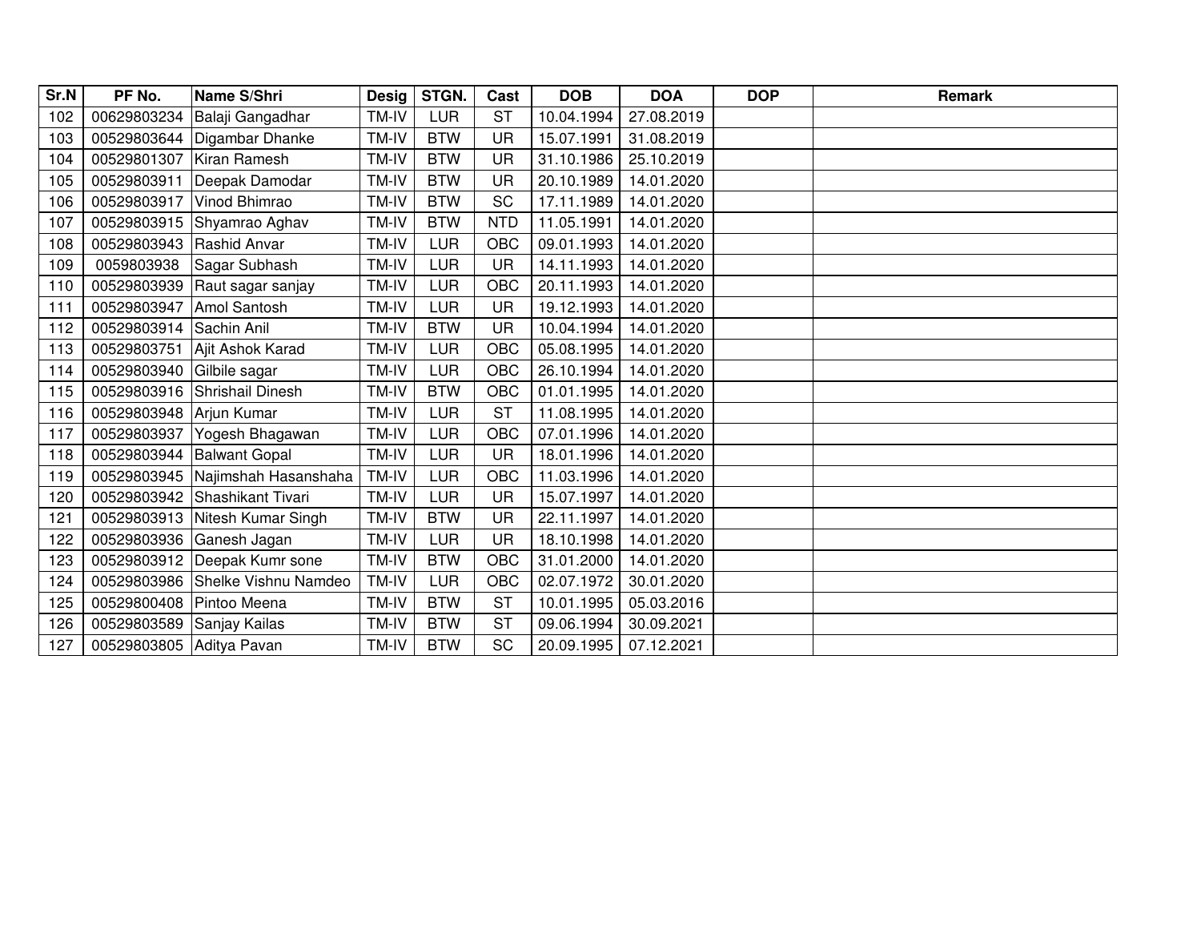| Sr.N | PF No. | Name S/Shri | Desig | STGN. | Cast | DOB | DOA | DOP | Remark |
|---|---|---|---|---|---|---|---|---|---|
| 102 | 00629803234 | Balaji Gangadhar | TM-IV | LUR | ST | 10.04.1994 | 27.08.2019 | | |
| 103 | 00529803644 | Digambar Dhanke | TM-IV | BTW | UR | 15.07.1991 | 31.08.2019 | | |
| 104 | 00529801307 | Kiran Ramesh | TM-IV | BTW | UR | 31.10.1986 | 25.10.2019 | | |
| 105 | 00529803911 | Deepak Damodar | TM-IV | BTW | UR | 20.10.1989 | 14.01.2020 | | |
| 106 | 00529803917 | Vinod Bhimrao | TM-IV | BTW | SC | 17.11.1989 | 14.01.2020 | | |
| 107 | 00529803915 | Shyamrao Aghav | TM-IV | BTW | NTD | 11.05.1991 | 14.01.2020 | | |
| 108 | 00529803943 | Rashid Anvar | TM-IV | LUR | OBC | 09.01.1993 | 14.01.2020 | | |
| 109 | 0059803938 | Sagar Subhash | TM-IV | LUR | UR | 14.11.1993 | 14.01.2020 | | |
| 110 | 00529803939 | Raut sagar sanjay | TM-IV | LUR | OBC | 20.11.1993 | 14.01.2020 | | |
| 111 | 00529803947 | Amol Santosh | TM-IV | LUR | UR | 19.12.1993 | 14.01.2020 | | |
| 112 | 00529803914 | Sachin Anil | TM-IV | BTW | UR | 10.04.1994 | 14.01.2020 | | |
| 113 | 00529803751 | Ajit Ashok Karad | TM-IV | LUR | OBC | 05.08.1995 | 14.01.2020 | | |
| 114 | 00529803940 | Gilbile sagar | TM-IV | LUR | OBC | 26.10.1994 | 14.01.2020 | | |
| 115 | 00529803916 | Shrishail Dinesh | TM-IV | BTW | OBC | 01.01.1995 | 14.01.2020 | | |
| 116 | 00529803948 | Arjun Kumar | TM-IV | LUR | ST | 11.08.1995 | 14.01.2020 | | |
| 117 | 00529803937 | Yogesh Bhagawan | TM-IV | LUR | OBC | 07.01.1996 | 14.01.2020 | | |
| 118 | 00529803944 | Balwant Gopal | TM-IV | LUR | UR | 18.01.1996 | 14.01.2020 | | |
| 119 | 00529803945 | Najimshah Hasanshaha | TM-IV | LUR | OBC | 11.03.1996 | 14.01.2020 | | |
| 120 | 00529803942 | Shashikant Tivari | TM-IV | LUR | UR | 15.07.1997 | 14.01.2020 | | |
| 121 | 00529803913 | Nitesh Kumar Singh | TM-IV | BTW | UR | 22.11.1997 | 14.01.2020 | | |
| 122 | 00529803936 | Ganesh Jagan | TM-IV | LUR | UR | 18.10.1998 | 14.01.2020 | | |
| 123 | 00529803912 | Deepak Kumr sone | TM-IV | BTW | OBC | 31.01.2000 | 14.01.2020 | | |
| 124 | 00529803986 | Shelke Vishnu Namdeo | TM-IV | LUR | OBC | 02.07.1972 | 30.01.2020 | | |
| 125 | 00529800408 | Pintoo Meena | TM-IV | BTW | ST | 10.01.1995 | 05.03.2016 | | |
| 126 | 00529803589 | Sanjay Kailas | TM-IV | BTW | ST | 09.06.1994 | 30.09.2021 | | |
| 127 | 00529803805 | Aditya Pavan | TM-IV | BTW | SC | 20.09.1995 | 07.12.2021 | | |